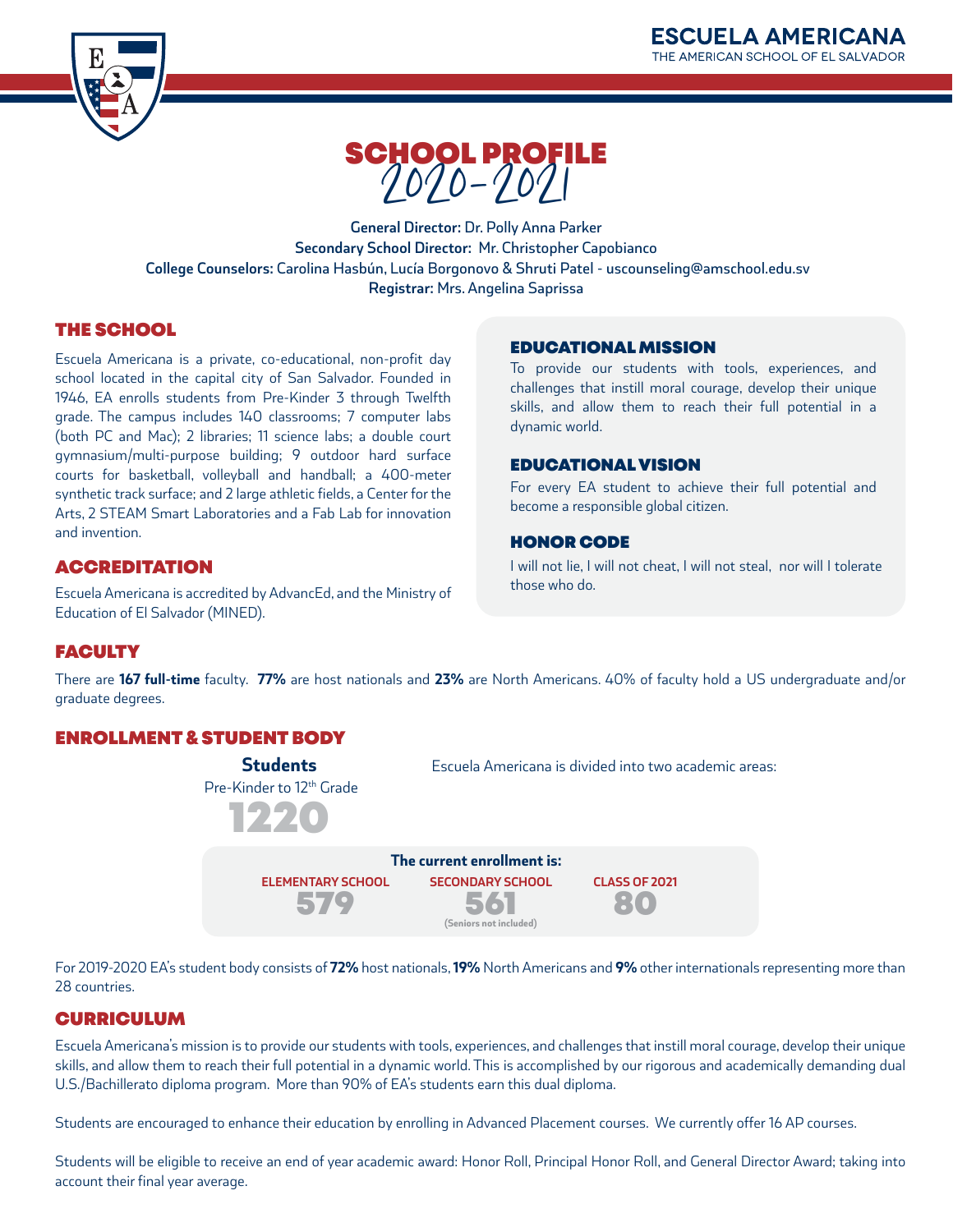ESCUELA AMERICANA

THE AMERICAN SCHOOL OF EL SALVADOR

# SCHOOL PROFILE 2020-2021

**General Director:** Dr. Polly Anna Parker
**Secondary School Director:** Mr. Christopher Capobianco
**College Counselors:** Carolina Hasbún, Lucía Borgonovo & Shruti Patel - uscounseling@amschool.edu.sv
**Registrar:** Mrs. Angelina Saprissa

## THE SCHOOL

Escuela Americana is a private, co-educational, non-profit day school located in the capital city of San Salvador. Founded in 1946, EA enrolls students from Pre-Kinder 3 through Twelfth grade. The campus includes 140 classrooms; 7 computer labs (both PC and Mac); 2 libraries; 11 science labs; a double court gymnasium/multi-purpose building; 9 outdoor hard surface courts for basketball, volleyball and handball; a 400-meter synthetic track surface; and 2 large athletic fields, a Center for the Arts, 2 STEAM Smart Laboratories and a Fab Lab for innovation and invention.

## ACCREDITATION

Escuela Americana is accredited by AdvancEd, and the Ministry of Education of El Salvador (MINED).

## EDUCATIONAL MISSION

To provide our students with tools, experiences, and challenges that instill moral courage, develop their unique skills, and allow them to reach their full potential in a dynamic world.

## EDUCATIONAL VISION

For every EA student to achieve their full potential and become a responsible global citizen.

## HONOR CODE

I will not lie, I will not cheat, I will not steal, nor will I tolerate those who do.

## FACULTY

There are **167 full-time** faculty. **77%** are host nationals and **23%** are North Americans. 40% of faculty hold a US undergraduate and/or graduate degrees.

## ENROLLMENT & STUDENT BODY

**Students**
Pre-Kinder to 12th Grade
**1220**

Escuela Americana is divided into two academic areas:

**The current enrollment is:**

| ELEMENTARY SCHOOL | SECONDARY SCHOOL | CLASS OF 2021 |
|---|---|---|
| 579 | 561 (Seniors not included) | 80 |

For 2019-2020 EA's student body consists of **72%** host nationals, **19%** North Americans and **9%** other internationals representing more than 28 countries.

## CURRICULUM

Escuela Americana's mission is to provide our students with tools, experiences, and challenges that instill moral courage, develop their unique skills, and allow them to reach their full potential in a dynamic world. This is accomplished by our rigorous and academically demanding dual U.S./Bachillerato diploma program. More than 90% of EA's students earn this dual diploma.

Students are encouraged to enhance their education by enrolling in Advanced Placement courses. We currently offer 16 AP courses.

Students will be eligible to receive an end of year academic award: Honor Roll, Principal Honor Roll, and General Director Award; taking into account their final year average.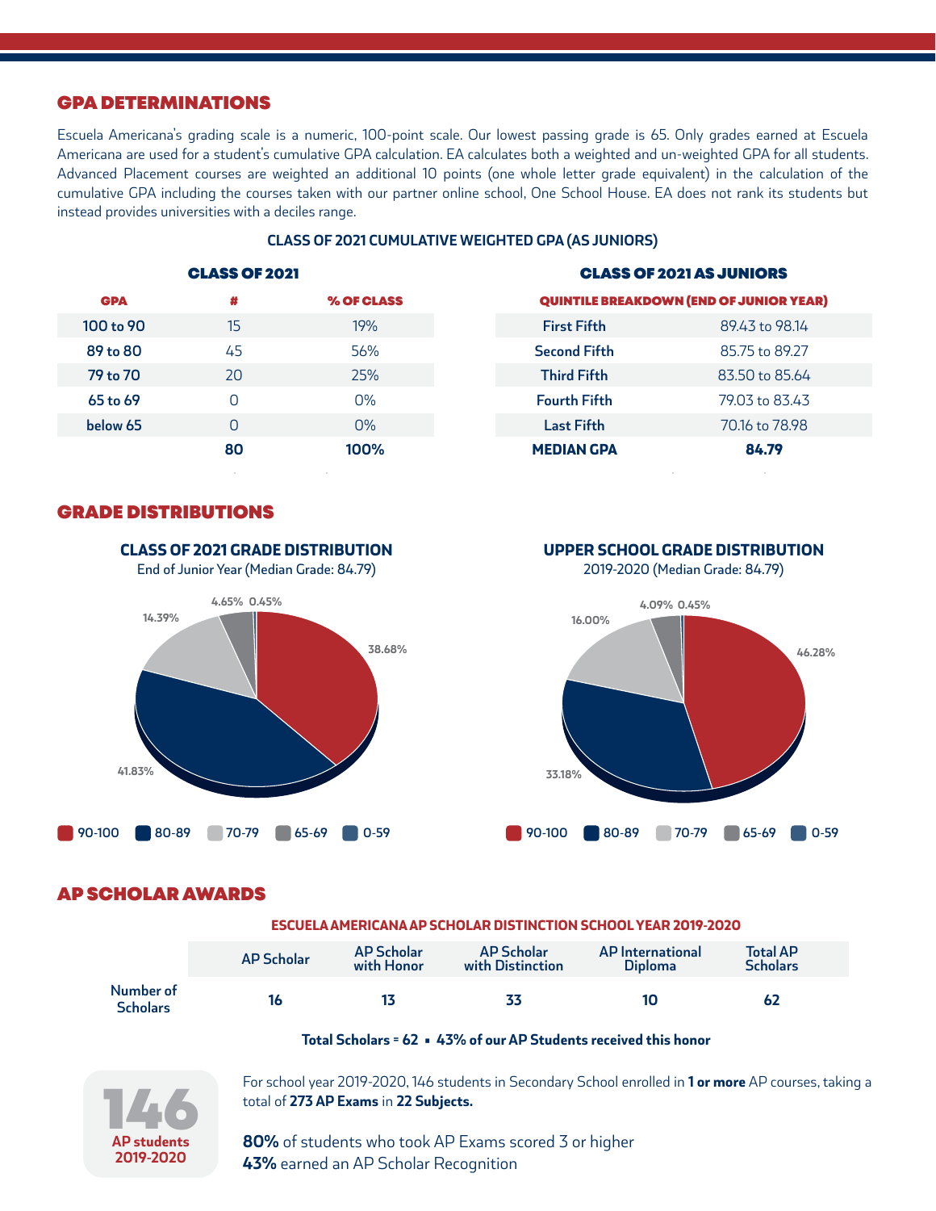## GPA DETERMINATIONS

Escuela Americana's grading scale is a numeric, 100-point scale. Our lowest passing grade is 65. Only grades earned at Escuela Americana are used for a student's cumulative GPA calculation. EA calculates both a weighted and un-weighted GPA for all students. Advanced Placement courses are weighted an additional 10 points (one whole letter grade equivalent) in the calculation of the cumulative GPA including the courses taken with our partner online school, One School House. EA does not rank its students but instead provides universities with a deciles range.

### CLASS OF 2021 CUMULATIVE WEIGHTED GPA (AS JUNIORS)

**CLASS OF 2021**

| GPA | # | % OF CLASS |
|---|---|---|
| 100 to 90 | 15 | 19% |
| 89 to 80 | 45 | 56% |
| 79 to 70 | 20 | 25% |
| 65 to 69 | 0 | 0% |
| below 65 | 0 | 0% |
| | **80** | **100%** |

**CLASS OF 2021 AS JUNIORS**

| QUINTILE BREAKDOWN (END OF JUNIOR YEAR) | |
|---|---|
| First Fifth | 89.43 to 98.14 |
| Second Fifth | 85.75 to 89.27 |
| Third Fifth | 83.50 to 85.64 |
| Fourth Fifth | 79.03 to 83.43 |
| Last Fifth | 70.16 to 78.98 |
| **MEDIAN GPA** | **84.79** |

## GRADE DISTRIBUTIONS

**CLASS OF 2021 GRADE DISTRIBUTION**
End of Junior Year (Median Grade: 84.79)

| Grade | % |
|---|---|
| 90-100 | 38.68% |
| 80-89 | 41.83% |
| 70-79 | 14.39% |
| 65-69 | 4.65% |
| 0-59 | 0.45% |

**UPPER SCHOOL GRADE DISTRIBUTION**
2019-2020 (Median Grade: 84.79)

| Grade | % |
|---|---|
| 90-100 | 46.28% |
| 80-89 | 33.18% |
| 70-79 | 16.00% |
| 65-69 | 4.09% |
| 0-59 | 0.45% |

## AP SCHOLAR AWARDS

### ESCUELA AMERICANA AP SCHOLAR DISTINCTION SCHOOL YEAR 2019-2020

| | AP Scholar | AP Scholar with Honor | AP Scholar with Distinction | AP International Diploma | Total AP Scholars |
|---|---|---|---|---|---|
| Number of Scholars | 16 | 13 | 33 | 10 | 62 |

**Total Scholars = 62 ▪ 43% of our AP Students received this honor**

**146**
**AP students 2019-2020**

For school year 2019-2020, 146 students in Secondary School enrolled in **1 or more** AP courses, taking a total of **273 AP Exams** in **22 Subjects.**

**80%** of students who took AP Exams scored 3 or higher
**43%** earned an AP Scholar Recognition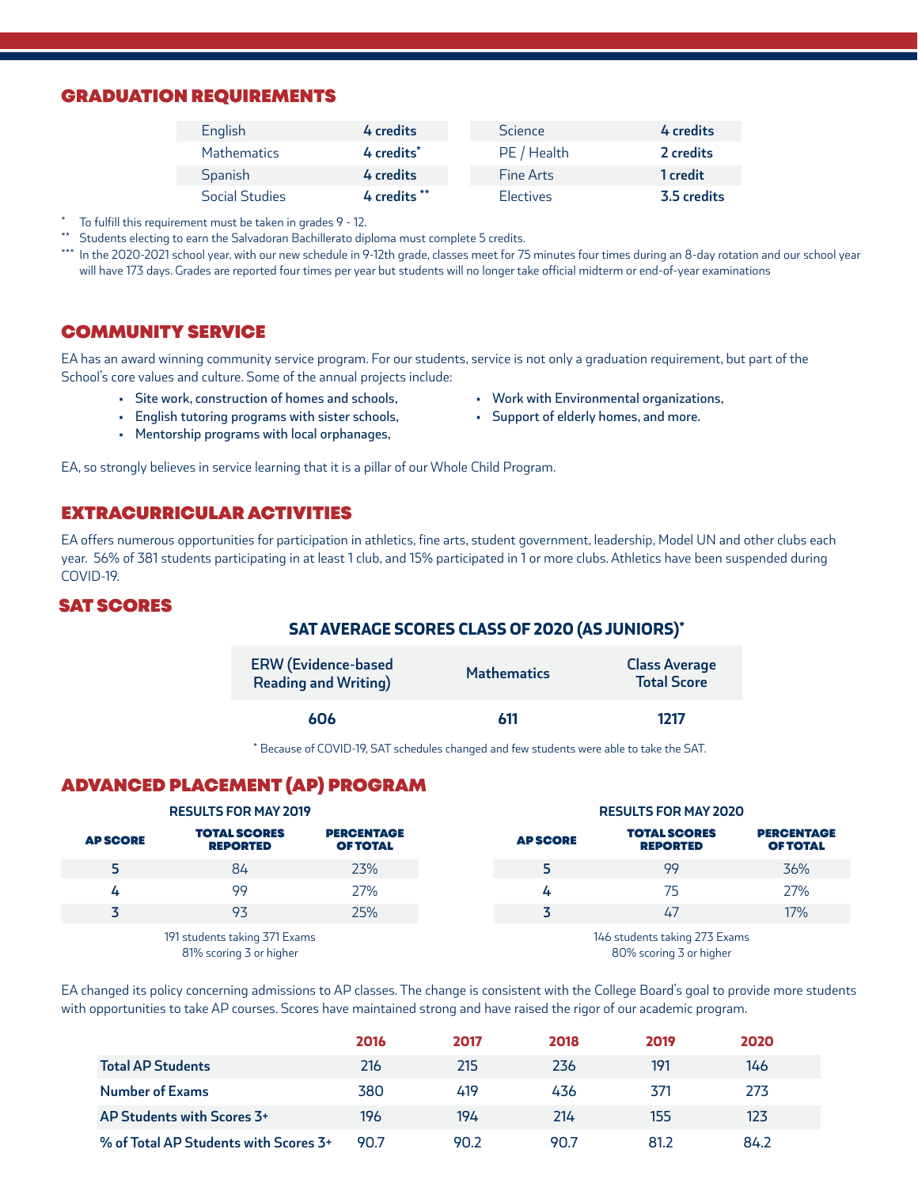## GRADUATION REQUIREMENTS

| Subject | Credits | Subject | Credits |
|---|---|---|---|
| English | **4 credits** | Science | **4 credits** |
| Mathematics | **4 credits*** | PE / Health | **2 credits** |
| Spanish | **4 credits** | Fine Arts | **1 credit** |
| Social Studies | **4 credits **** | Electives | **3.5 credits** |

\* To fulfill this requirement must be taken in grades 9 - 12.

** Students electing to earn the Salvadoran Bachillerato diploma must complete 5 credits.

*** In the 2020-2021 school year, with our new schedule in 9-12th grade, classes meet for 75 minutes four times during an 8-day rotation and our school year will have 173 days. Grades are reported four times per year but students will no longer take official midterm or end-of-year examinations

## COMMUNITY SERVICE

EA has an award winning community service program. For our students, service is not only a graduation requirement, but part of the School's core values and culture. Some of the annual projects include:

- **Site work, construction of homes and schools,**
- **English tutoring programs with sister schools,**
- **Mentorship programs with local orphanages,**
- **Work with Environmental organizations,**
- **Support of elderly homes, and more.**

EA, so strongly believes in service learning that it is a pillar of our Whole Child Program.

## EXTRACURRICULAR ACTIVITIES

EA offers numerous opportunities for participation in athletics, fine arts, student government, leadership, Model UN and other clubs each year. 56% of 381 students participating in at least 1 club, and 15% participated in 1 or more clubs. Athletics have been suspended during COVID-19.

## SAT SCORES

### SAT AVERAGE SCORES CLASS OF 2020 (AS JUNIORS)*

| ERW (Evidence-based Reading and Writing) | Mathematics | Class Average Total Score |
|---|---|---|
| **606** | **611** | **1217** |

\* Because of COVID-19, SAT schedules changed and few students were able to take the SAT.

## ADVANCED PLACEMENT (AP) PROGRAM

**RESULTS FOR MAY 2019**

| AP SCORE | TOTAL SCORES REPORTED | PERCENTAGE OF TOTAL |
|---|---|---|
| 5 | 84 | 23% |
| 4 | 99 | 27% |
| 3 | 93 | 25% |

191 students taking 371 Exams
81% scoring 3 or higher

**RESULTS FOR MAY 2020**

| AP SCORE | TOTAL SCORES REPORTED | PERCENTAGE OF TOTAL |
|---|---|---|
| 5 | 99 | 36% |
| 4 | 75 | 27% |
| 3 | 47 | 17% |

146 students taking 273 Exams
80% scoring 3 or higher

EA changed its policy concerning admissions to AP classes. The change is consistent with the College Board's goal to provide more students with opportunities to take AP courses. Scores have maintained strong and have raised the rigor of our academic program.

| | 2016 | 2017 | 2018 | 2019 | 2020 |
|---|---|---|---|---|---|
| **Total AP Students** | 216 | 215 | 236 | 191 | 146 |
| **Number of Exams** | 380 | 419 | 436 | 371 | 273 |
| **AP Students with Scores 3+** | 196 | 194 | 214 | 155 | 123 |
| **% of Total AP Students with Scores 3+** | 90.7 | 90.2 | 90.7 | 81.2 | 84.2 |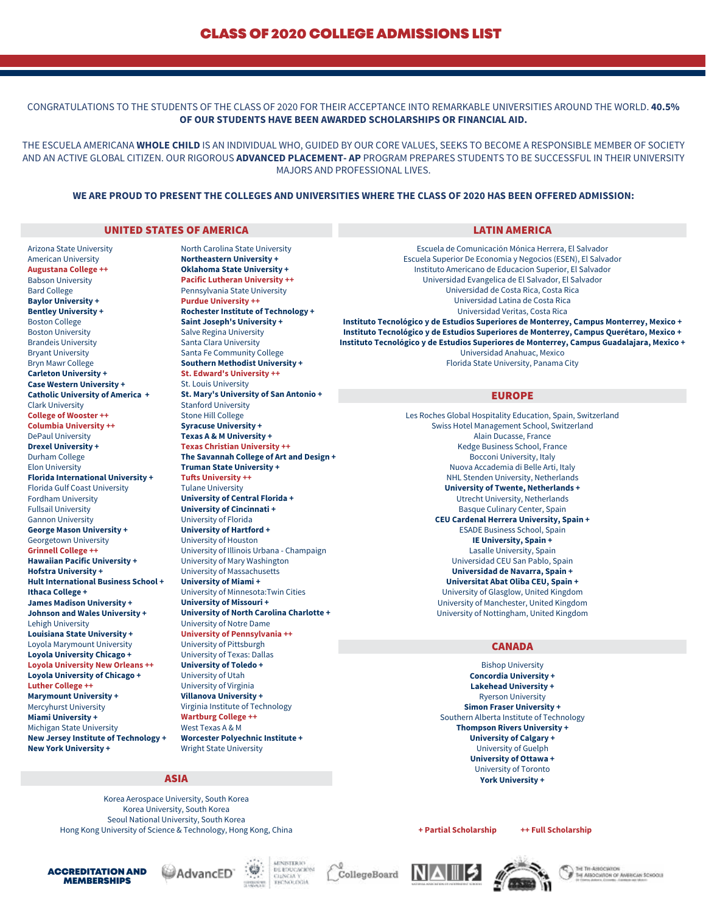# CLASS OF 2020 COLLEGE ADMISSIONS LIST

CONGRATULATIONS TO THE STUDENTS OF THE CLASS OF 2020 FOR THEIR ACCEPTANCE INTO REMARKABLE UNIVERSITIES AROUND THE WORLD. **40.5% OF OUR STUDENTS HAVE BEEN AWARDED SCHOLARSHIPS OR FINANCIAL AID.**

THE ESCUELA AMERICANA **WHOLE CHILD** IS AN INDIVIDUAL WHO, GUIDED BY OUR CORE VALUES, SEEKS TO BECOME A RESPONSIBLE MEMBER OF SOCIETY AND AN ACTIVE GLOBAL CITIZEN. OUR RIGOROUS **ADVANCED PLACEMENT- AP** PROGRAM PREPARES STUDENTS TO BE SUCCESSFUL IN THEIR UNIVERSITY MAJORS AND PROFESSIONAL LIVES.

**WE ARE PROUD TO PRESENT THE COLLEGES AND UNIVERSITIES WHERE THE CLASS OF 2020 HAS BEEN OFFERED ADMISSION:**

## UNITED STATES OF AMERICA

Arizona State University
American University
**Augustana College ++**
Babson University
Bard College
**Baylor University +**
**Bentley University +**
Boston College
Boston University
Brandeis University
Bryant University
Bryn Mawr College
**Carleton University +**
**Case Western University +**
**Catholic University of America +**
Clark University
**College of Wooster ++**
**Columbia University ++**
DePaul University
**Drexel University +**
Durham College
Elon University
**Florida International University +**
Florida Gulf Coast University
Fordham University
Fullsail University
Gannon University
**George Mason University +**
Georgetown University
**Grinnell College ++**
**Hawaiian Pacific University +**
**Hofstra University +**
**Hult International Business School +**
**Ithaca College +**
**James Madison University +**
**Johnson and Wales University +**
Lehigh University
**Louisiana State University +**
Loyola Marymount University
**Loyola University Chicago +**
**Loyola University New Orleans ++**
**Loyola University of Chicago +**
**Luther College ++**
**Marymount University +**
Mercyhurst University
**Miami University +**
Michigan State University
**New Jersey Institute of Technology +**
**New York University +**
North Carolina State University
**Northeastern University +**
**Oklahoma State University +**
**Pacific Lutheran University ++**
Pennsylvania State University
**Purdue University ++**
**Rochester Institute of Technology +**
**Saint Joseph's University +**
Salve Regina University
Santa Clara University
Santa Fe Community College
**Southern Methodist University +**
**St. Edward's University ++**
St. Louis University
**St. Mary's University of San Antonio +**
Stanford University
Stone Hill College
**Syracuse University +**
**Texas A & M University +**
**Texas Christian University ++**
**The Savannah College of Art and Design +**
**Truman State University +**
**Tufts University ++**
Tulane University
**University of Central Florida +**
**University of Cincinnati +**
University of Florida
**University of Hartford +**
University of Houston
University of Illinois Urbana - Champaign
University of Mary Washington
University of Massachusetts
**University of Miami +**
University of Minnesota:Twin Cities
**University of Missouri +**
**University of North Carolina Charlotte +**
University of Notre Dame
**University of Pennsylvania ++**
University of Pittsburgh
University of Texas: Dallas
**University of Toledo +**
University of Utah
University of Virginia
**Villanova University +**
Virginia Institute of Technology
**Wartburg College ++**
West Texas A & M
**Worcester Polytechnic Institute +**
Wright State University

## LATIN AMERICA

Escuela de Comunicación Mónica Herrera, El Salvador
Escuela Superior De Economia y Negocios (ESEN), El Salvador
Instituto Americano de Educacion Superior, El Salvador
Universidad Evangelica de El Salvador, El Salvador
Universidad de Costa Rica, Costa Rica
Universidad Latina de Costa Rica
Universidad Veritas, Costa Rica
**Instituto Tecnológico y de Estudios Superiores de Monterrey, Campus Monterrey, Mexico +**
**Instituto Tecnológico y de Estudios Superiores de Monterrey, Campus Querétaro, Mexico +**
**Instituto Tecnológico y de Estudios Superiores de Monterrey, Campus Guadalajara, Mexico +**
Universidad Anahuac, Mexico
Florida State University, Panama City

## EUROPE

Les Roches Global Hospitality Education, Spain, Switzerland
Swiss Hotel Management School, Switzerland
Alain Ducasse, France
Kedge Business School, France
Bocconi University, Italy
Nuova Accademia di Belle Arti, Italy
NHL Stenden University, Netherlands
**University of Twente, Netherlands +**
Utrecht University, Netherlands
Basque Culinary Center, Spain
**CEU Cardenal Herrera University, Spain +**
ESADE Business School, Spain
**IE University, Spain +**
Lasalle University, Spain
Universidad CEU San Pablo, Spain
**Universidad de Navarra, Spain +**
**Universitat Abat Oliba CEU, Spain +**
University of Glasglow, United Kingdom
University of Manchester, United Kingdom
University of Nottingham, United Kingdom

## CANADA

Bishop University
**Concordia University +**
**Lakehead University +**
Ryerson University
**Simon Fraser University +**
Southern Alberta Institute of Technology
**Thompson Rivers University +**
**University of Calgary +**
University of Guelph
**University of Ottawa +**
University of Toronto
**York University +**

## ASIA

Korea Aerospace University, South Korea
Korea University, South Korea
Seoul National University, South Korea
Hong Kong University of Science & Technology, Hong Kong, China

**+ Partial Scholarship** **++ Full Scholarship**

**ACCREDITATION AND MEMBERSHIPS**

AdvancED
Ministerio de Educación Ciencia y Tecnología
CollegeBoard
NAIS
The Tri-Association The Association of American Schools